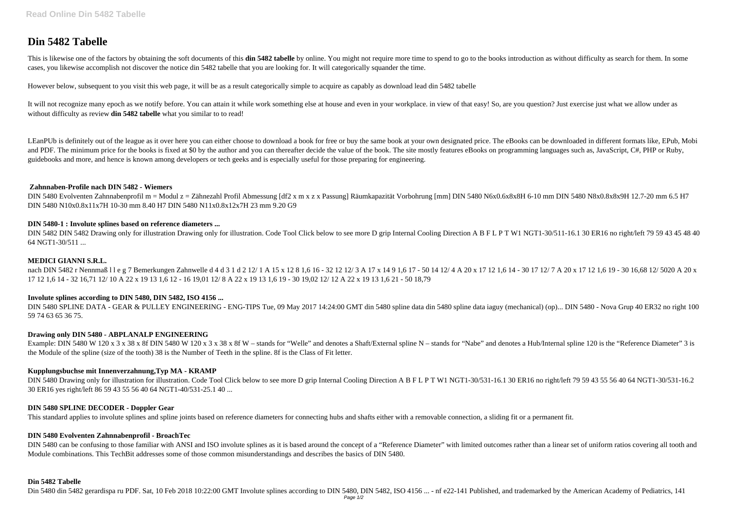# Din 5482 Tabelle

This is likewise one of the factors by obtaining the soft documents of this **din 5482 tabelle** by online. You might not require more time to spend to go to the books introduction as without difficulty as search for them. In some cases, you likewise accomplish not discover the notice din 5482 tabelle that you are looking for. It will categorically squander the time.

However below, subsequent to you visit this web page, it will be as a result categorically simple to acquire as capably as download lead din 5482 tabelle

It will not recognize many epoch as we notify before. You can attain it while work something else at house and even in your workplace. in view of that easy! So, are you question? Just exercise just what we allow under as without difficulty as review **din 5482 tabelle** what you similar to to read!

LEanPUb is definitely out of the league as it over here you can either choose to download a book for free or buy the same book at your own designated price. The eBooks can be downloaded in different formats like, EPub, Mobi and PDF. The minimum price for the books is fixed at $0 by the author and you can thereafter decide the value of the book. The site mostly features eBooks on programming languages such as, JavaScript, C#, PHP or Ruby, guidebooks and more, and hence is known among developers or tech geeks and is especially useful for those preparing for engineering.

### Zahnnaben-Profile nach DIN 5482 - Wiemers

DIN 5480 Evolventen Zahnnabenprofil m = Modul z = Zähnezahl Profil Abmessung [df2 x m x z x Passung] Räumkapazität Vorbohrung [mm] DIN 5480 N6x0.6x8x8H 6-10 mm DIN 5480 N8x0.8x8x9H 12.7-20 mm 6.5 H7 DIN 5480 N10x0.8x11x7H 10-30 mm 8.40 H7 DIN 5480 N11x0.8x12x7H 23 mm 9.20 G9

### DIN 5480-1 : Involute splines based on reference diameters ...

DIN 5482 DIN 5482 Drawing only for illustration Drawing only for illustration. Code Tool Click below to see more D grip Internal Cooling Direction A B F L P T W1 NGT1-30/511-16.1 30 ER16 no right/left 79 59 43 45 48 40 64 NGT1-30/511 ...

### MEDICI GIANNI S.R.L.

nach DIN 5482 r Nennmaß l l e g 7 Bemerkungen Zahnwelle d 4 d 3 1 d 2 12/ 1 A 15 x 12 8 1,6 16 - 32 12 12/ 3 A 17 x 14 9 1,6 17 - 50 14 12/ 4 A 20 x 17 12 1,6 14 - 30 17 12/ 7 A 20 x 17 12 1,6 19 - 30 16,68 12/ 5020 A 20 x 17 12 1,6 14 - 32 16,71 12/ 10 A 22 x 19 13 1,6 12 - 16 19,01 12/ 8 A 22 x 19 13 1,6 19 - 30 19,02 12/ 12 A 22 x 19 13 1,6 21 - 50 18,79

### Involute splines according to DIN 5480, DIN 5482, ISO 4156 ...

DIN 5480 SPLINE DATA - GEAR & PULLEY ENGINEERING - ENG-TIPS Tue, 09 May 2017 14:24:00 GMT din 5480 spline data din 5480 spline data iaguy (mechanical) (op)... DIN 5480 - Nova Grup 40 ER32 no right 100 59 74 63 65 36 75.

### Drawing only DIN 5480 - ABPLANALP ENGINEERING

Example: DIN 5480 W 120 x 3 x 38 x 8f DIN 5480 W 120 x 3 x 38 x 8f W – stands for "Welle" and denotes a Shaft/External spline N – stands for "Nabe" and denotes a Hub/Internal spline 120 is the "Reference Diameter" 3 is the Module of the spline (size of the tooth) 38 is the Number of Teeth in the spline. 8f is the Class of Fit letter.

### Kupplungsbuchse mit Innenverzahnung,Typ MA - KRAMP

DIN 5480 Drawing only for illustration for illustration. Code Tool Click below to see more D grip Internal Cooling Direction A B F L P T W1 NGT1-30/531-16.1 30 ER16 no right/left 79 59 43 55 56 40 64 NGT1-30/531-16.2 30 ER16 yes right/left 86 59 43 55 56 40 64 NGT1-40/531-25.1 40 ...

### DIN 5480 SPLINE DECODER - Doppler Gear

This standard applies to involute splines and spline joints based on reference diameters for connecting hubs and shafts either with a removable connection, a sliding fit or a permanent fit.

### DIN 5480 Evolventen Zahnnabenprofil - BroachTec

DIN 5480 can be confusing to those familiar with ANSI and ISO involute splines as it is based around the concept of a "Reference Diameter" with limited outcomes rather than a linear set of uniform ratios covering all tooth and Module combinations. This TechBit addresses some of those common misunderstandings and describes the basics of DIN 5480.

### Din 5482 Tabelle

Din 5480 din 5482 gerardispa ru PDF. Sat, 10 Feb 2018 10:22:00 GMT Involute splines according to DIN 5480, DIN 5482, ISO 4156 ... - nf e22-141 Published, and trademarked by the American Academy of Pediatrics, 141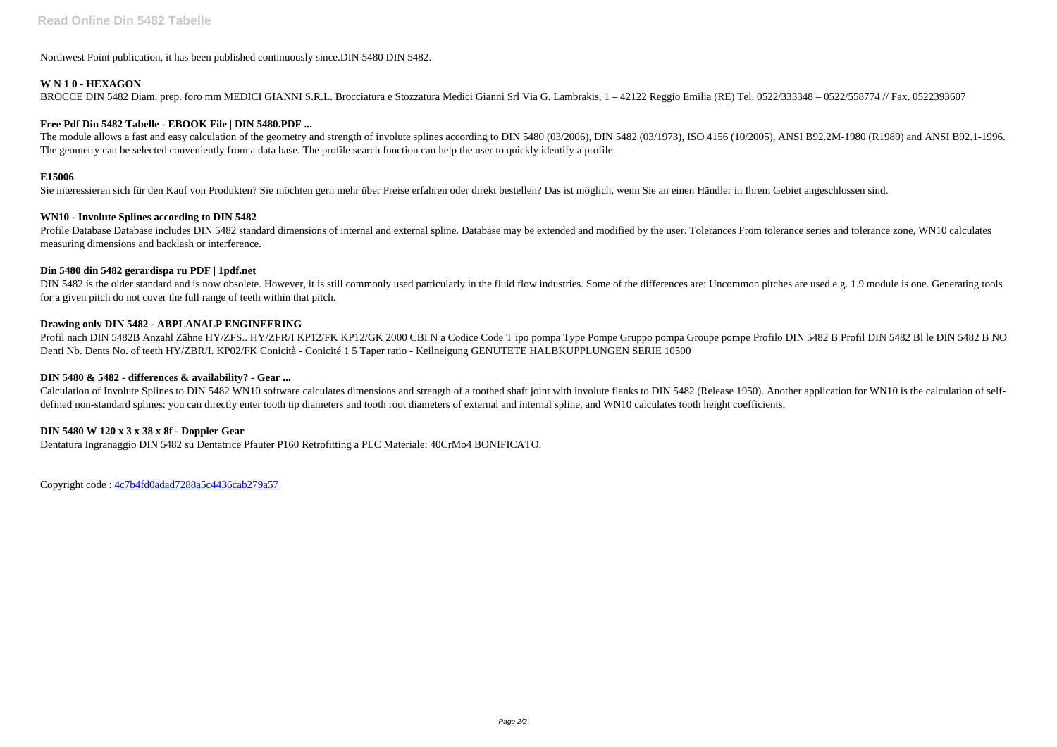Northwest Point publication, it has been published continuously since.DIN 5480 DIN 5482.

### W N 1 0 - HEXAGON

BROCCE DIN 5482 Diam. prep. foro mm MEDICI GIANNI S.R.L. Brocciatura e Stozzatura Medici Gianni Srl Via G. Lambrakis, 1 – 42122 Reggio Emilia (RE) Tel. 0522/333348 – 0522/558774 // Fax. 0522393607

### Free Pdf Din 5482 Tabelle - EBOOK File | DIN 5480.PDF ...

The module allows a fast and easy calculation of the geometry and strength of involute splines according to DIN 5480 (03/2006), DIN 5482 (03/1973), ISO 4156 (10/2005), ANSI B92.2M-1980 (R1989) and ANSI B92.1-1996. The geometry can be selected conveniently from a data base. The profile search function can help the user to quickly identify a profile.

### E15006

Sie interessieren sich für den Kauf von Produkten? Sie möchten gern mehr über Preise erfahren oder direkt bestellen? Das ist möglich, wenn Sie an einen Händler in Ihrem Gebiet angeschlossen sind.

### WN10 - Involute Splines according to DIN 5482

Profile Database Database includes DIN 5482 standard dimensions of internal and external spline. Database may be extended and modified by the user. Tolerances From tolerance series and tolerance zone, WN10 calculates measuring dimensions and backlash or interference.

### Din 5480 din 5482 gerardispa ru PDF | 1pdf.net

DIN 5482 is the older standard and is now obsolete. However, it is still commonly used particularly in the fluid flow industries. Some of the differences are: Uncommon pitches are used e.g. 1.9 module is one. Generating tools for a given pitch do not cover the full range of teeth within that pitch.

### Drawing only DIN 5482 - ABPLANALP ENGINEERING

Profil nach DIN 5482B Anzahl Zähne HY/ZFS.. HY/ZFR/I KP12/FK KP12/GK 2000 CBI N a Codice Code T ipo pompa Type Pompe Gruppo pompa Groupe pompe Profilo DIN 5482 B Profil DIN 5482 Bl le DIN 5482 B NO Denti Nb. Dents No. of teeth HY/ZBR/I. KP02/FK Conicità - Conicité 1 5 Taper ratio - Keilneigung GENUTETE HALBKUPPLUNGEN SERIE 10500

### DIN 5480 & 5482 - differences & availability? - Gear ...

Calculation of Involute Splines to DIN 5482 WN10 software calculates dimensions and strength of a toothed shaft joint with involute flanks to DIN 5482 (Release 1950). Another application for WN10 is the calculation of self-defined non-standard splines: you can directly enter tooth tip diameters and tooth root diameters of external and internal spline, and WN10 calculates tooth height coefficients.

### DIN 5480 W 120 x 3 x 38 x 8f - Doppler Gear

Dentatura Ingranaggio DIN 5482 su Dentatrice Pfauter P160 Retrofitting a PLC Materiale: 40CrMo4 BONIFICATO.

Copyright code : 4c7b4fd0adad7288a5c4436cab279a57